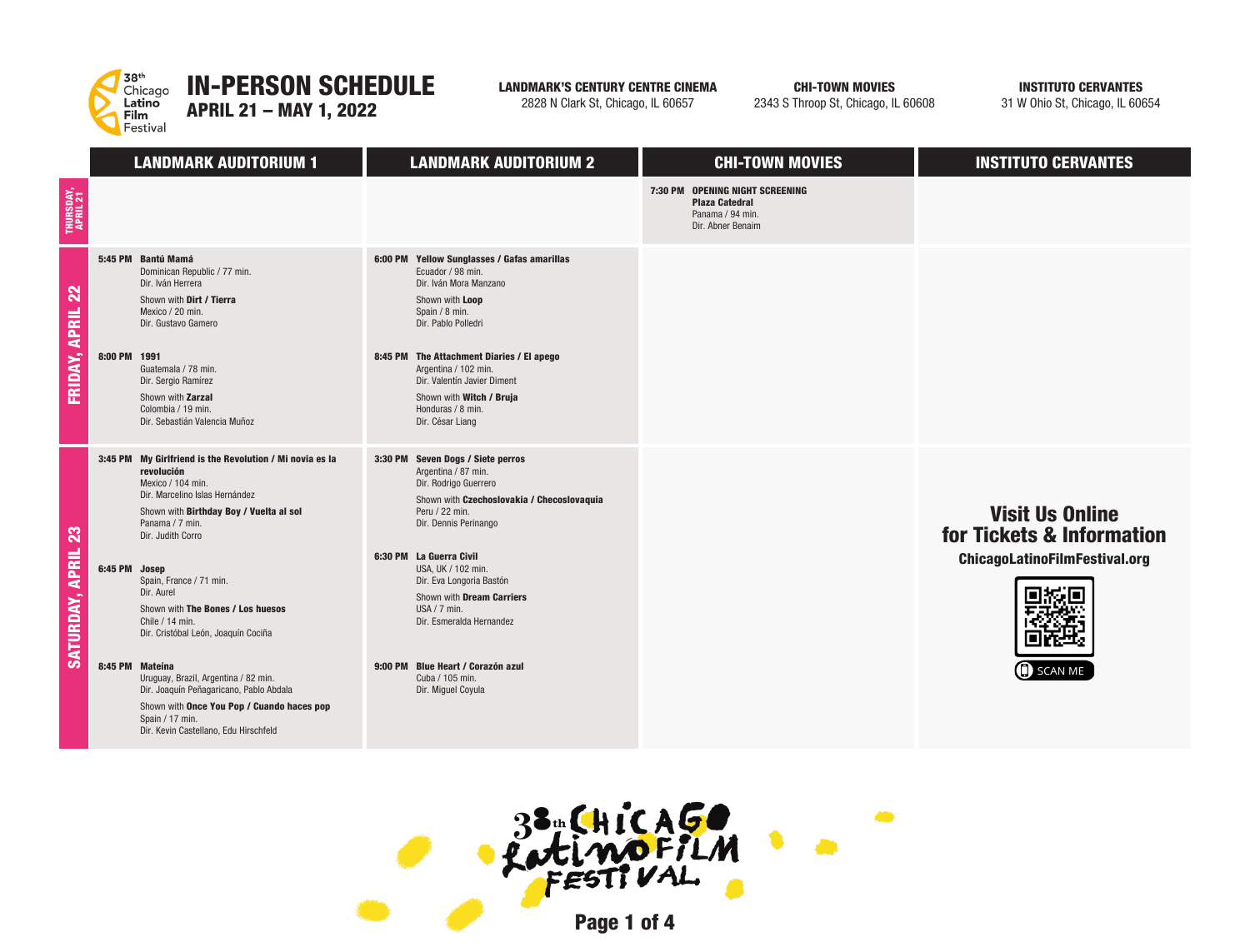# IN-PERSON SCHEDULE

## APRIL 21 – MAY 1, 2022

38th Chicago Latino Film Festival

**LANDMARK'S CENTURY CENTRE CINEMA**
2828 N Clark St, Chicago, IL 60657

**CHI-TOWN MOVIES**
2343 S Throop St, Chicago, IL 60608

**INSTITUTO CERVANTES**
31 W Ohio St, Chicago, IL 60654

| | LANDMARK AUDITORIUM 1 | LANDMARK AUDITORIUM 2 | CHI-TOWN MOVIES | INSTITUTO CERVANTES |
|---|---|---|---|---|
| THURSDAY, APRIL 21 | | | **7:30 PM OPENING NIGHT SCREENING** **Plaza Catedral** Panama / 94 min. Dir. Abner Benaim | |
| FRIDAY, APRIL 22 | **5:45 PM Bantú Mamá** Dominican Republic / 77 min. Dir. Iván Herrera. Shown with **Dirt / Tierra** Mexico / 20 min. Dir. Gustavo Gamero<br><br>**8:00 PM 1991** Guatemala / 78 min. Dir. Sergio Ramírez. Shown with **Zarzal** Colombia / 19 min. Dir. Sebastián Valencia Muñoz | **6:00 PM Yellow Sunglasses / Gafas amarillas** Ecuador / 98 min. Dir. Iván Mora Manzano. Shown with **Loop** Spain / 8 min. Dir. Pablo Polledri<br><br>**8:45 PM The Attachment Diaries / El apego** Argentina / 102 min. Dir. Valentín Javier Diment. Shown with **Witch / Bruja** Honduras / 8 min. Dir. César Liang | | |
| SATURDAY, APRIL 23 | **3:45 PM My Girlfriend is the Revolution / Mi novia es la revolución** Mexico / 104 min. Dir. Marcelino Islas Hernández. Shown with **Birthday Boy / Vuelta al sol** Panama / 7 min. Dir. Judith Corro<br><br>**6:45 PM Josep** Spain, France / 71 min. Dir. Aurel. Shown with **The Bones / Los huesos** Chile / 14 min. Dir. Cristóbal León, Joaquín Cociña<br><br>**8:45 PM Mateína** Uruguay, Brazil, Argentina / 82 min. Dir. Joaquín Peñagaricano, Pablo Abdala. Shown with **Once You Pop / Cuando haces pop** Spain / 17 min. Dir. Kevin Castellano, Edu Hirschfeld | **3:30 PM Seven Dogs / Siete perros** Argentina / 87 min. Dir. Rodrigo Guerrero. Shown with **Czechoslovakia / Checoslovaquia** Peru / 22 min. Dir. Dennis Perinango<br><br>**6:30 PM La Guerra Civil** USA, UK / 102 min. Dir. Eva Longoria Bastón. Shown with **Dream Carriers** USA / 7 min. Dir. Esmeralda Hernandez<br><br>**9:00 PM Blue Heart / Corazón azul** Cuba / 105 min. Dir. Miguel Coyula | | **Visit Us Online for Tickets & Information** ChicagoLatinoFilmFestival.org SCAN ME |

38th Chicago Latino Film Festival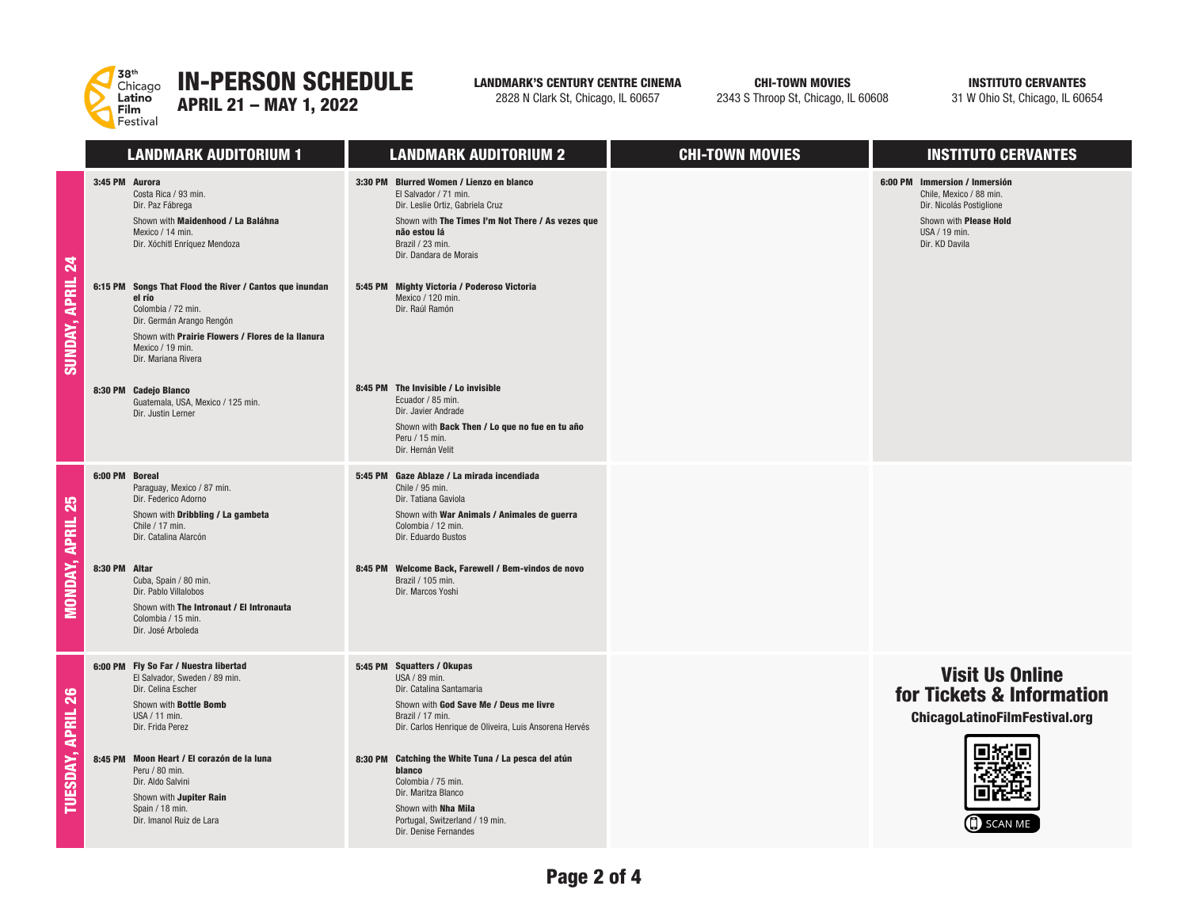# IN-PERSON SCHEDULE

## APRIL 21 – MAY 1, 2022

38th Chicago Latino Film Festival

**LANDMARK'S CENTURY CENTRE CINEMA**
2828 N Clark St, Chicago, IL 60657

**CHI-TOWN MOVIES**
2343 S Throop St, Chicago, IL 60608

**INSTITUTO CERVANTES**
31 W Ohio St, Chicago, IL 60654

| | LANDMARK AUDITORIUM 1 | LANDMARK AUDITORIUM 2 | CHI-TOWN MOVIES | INSTITUTO CERVANTES |
|---|---|---|---|---|
| **SUNDAY, APRIL 24** | **3:45 PM Aurora**<br>Costa Rica / 93 min.<br>Dir. Paz Fábrega<br>Shown with **Maidenhood / La Baláhna**<br>Mexico / 14 min.<br>Dir. Xóchitl Enríquez Mendoza<br><br>**6:15 PM Songs That Flood the River / Cantos que inundan el río**<br>Colombia / 72 min.<br>Dir. Germán Arango Rengón<br>Shown with **Prairie Flowers / Flores de la llanura**<br>Mexico / 19 min.<br>Dir. Mariana Rivera<br><br>**8:30 PM Cadejo Blanco**<br>Guatemala, USA, Mexico / 125 min.<br>Dir. Justin Lerner | **3:30 PM Blurred Women / Lienzo en blanco**<br>El Salvador / 71 min.<br>Dir. Leslie Ortiz, Gabriela Cruz<br>Shown with **The Times I'm Not There / As vezes que não estou lá**<br>Brazil / 23 min.<br>Dir. Dandara de Morais<br><br>**5:45 PM Mighty Victoria / Poderoso Victoria**<br>Mexico / 120 min.<br>Dir. Raúl Ramón<br><br>**8:45 PM The Invisible / Lo invisible**<br>Ecuador / 85 min.<br>Dir. Javier Andrade<br>Shown with **Back Then / Lo que no fue en tu año**<br>Peru / 15 min.<br>Dir. Hernán Velit | | **6:00 PM Immersion / Inmersión**<br>Chile, Mexico / 88 min.<br>Dir. Nicolás Postiglione<br>Shown with **Please Hold**<br>USA / 19 min.<br>Dir. KD Davila |
| **MONDAY, APRIL 25** | **6:00 PM Boreal**<br>Paraguay, Mexico / 87 min.<br>Dir. Federico Adorno<br>Shown with **Dribbling / La gambeta**<br>Chile / 17 min.<br>Dir. Catalina Alarcón<br><br>**8:30 PM Altar**<br>Cuba, Spain / 80 min.<br>Dir. Pablo Villalobos<br>Shown with **The Intronaut / El Intronauta**<br>Colombia / 15 min.<br>Dir. José Arboleda | **5:45 PM Gaze Ablaze / La mirada incendiada**<br>Chile / 95 min.<br>Dir. Tatiana Gaviola<br>Shown with **War Animals / Animales de guerra**<br>Colombia / 12 min.<br>Dir. Eduardo Bustos<br><br>**8:45 PM Welcome Back, Farewell / Bem-vindos de novo**<br>Brazil / 105 min.<br>Dir. Marcos Yoshi | | |
| **TUESDAY, APRIL 26** | **6:00 PM Fly So Far / Nuestra libertad**<br>El Salvador, Sweden / 89 min.<br>Dir. Celina Escher<br>Shown with **Bottle Bomb**<br>USA / 11 min.<br>Dir. Frida Perez<br><br>**8:45 PM Moon Heart / El corazón de la luna**<br>Peru / 80 min.<br>Dir. Aldo Salvini<br>Shown with **Jupiter Rain**<br>Spain / 18 min.<br>Dir. Imanol Ruiz de Lara | **5:45 PM Squatters / Okupas**<br>USA / 89 min.<br>Dir. Catalina Santamaria<br>Shown with **God Save Me / Deus me livre**<br>Brazil / 17 min.<br>Dir. Carlos Henrique de Oliveira, Luis Ansorena Hervés<br><br>**8:30 PM Catching the White Tuna / La pesca del atún blanco**<br>Colombia / 75 min.<br>Dir. Maritza Blanco<br>Shown with **Nha Mila**<br>Portugal, Switzerland / 19 min.<br>Dir. Denise Fernandes | | **Visit Us Online for Tickets & Information**<br>**ChicagoLatinoFilmFestival.org**<br>SCAN ME |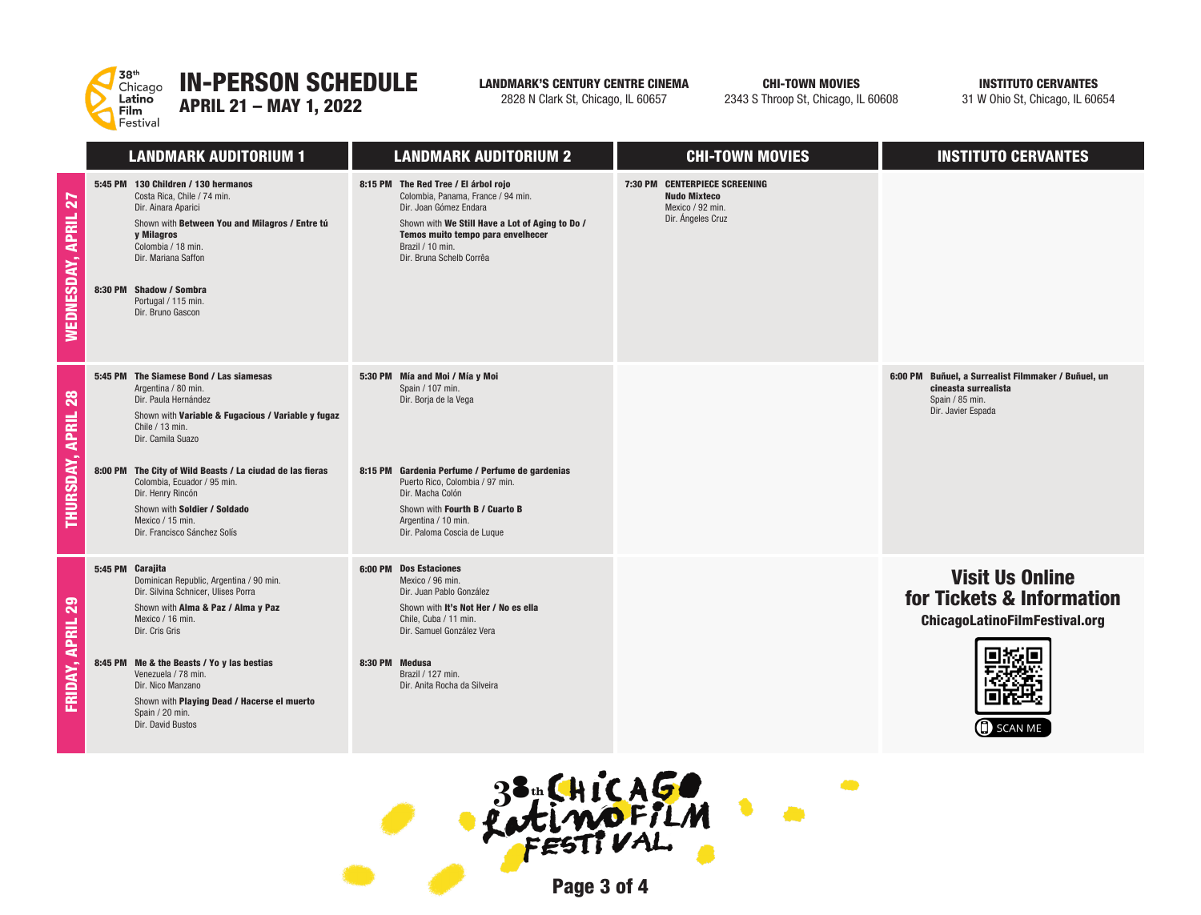# IN-PERSON SCHEDULE

## APRIL 21 – MAY 1, 2022

38th Chicago Latino Film Festival

**LANDMARK'S CENTURY CENTRE CINEMA**
2828 N Clark St, Chicago, IL 60657

**CHI-TOWN MOVIES**
2343 S Throop St, Chicago, IL 60608

**INSTITUTO CERVANTES**
31 W Ohio St, Chicago, IL 60654

| | LANDMARK AUDITORIUM 1 | LANDMARK AUDITORIUM 2 | CHI-TOWN MOVIES | INSTITUTO CERVANTES |
|---|---|---|---|---|
| **WEDNESDAY, APRIL 27** | **5:45 PM 130 Children / 130 hermanos**<br>Costa Rica, Chile / 74 min.<br>Dir. Ainara Aparici<br>Shown with **Between You and Milagros / Entre tú y Milagros**<br>Colombia / 18 min.<br>Dir. Mariana Saffon<br><br>**8:30 PM Shadow / Sombra**<br>Portugal / 115 min.<br>Dir. Bruno Gascon | **8:15 PM The Red Tree / El árbol rojo**<br>Colombia, Panama, France / 94 min.<br>Dir. Joan Gómez Endara<br>Shown with **We Still Have a Lot of Aging to Do / Temos muito tempo para envelhecer**<br>Brazil / 10 min.<br>Dir. Bruna Schelb Corrêa | **7:30 PM CENTERPIECE SCREENING**<br>**Nudo Mixteco**<br>Mexico / 92 min.<br>Dir. Ángeles Cruz | |
| **THURSDAY, APRIL 28** | **5:45 PM The Siamese Bond / Las siamesas**<br>Argentina / 80 min.<br>Dir. Paula Hernández<br>Shown with **Variable & Fugacious / Variable y fugaz**<br>Chile / 13 min.<br>Dir. Camila Suazo<br><br>**8:00 PM The City of Wild Beasts / La ciudad de las fieras**<br>Colombia, Ecuador / 95 min.<br>Dir. Henry Rincón<br>Shown with **Soldier / Soldado**<br>Mexico / 15 min.<br>Dir. Francisco Sánchez Solís | **5:30 PM Mía and Moi / Mía y Moi**<br>Spain / 107 min.<br>Dir. Borja de la Vega<br><br>**8:15 PM Gardenia Perfume / Perfume de gardenias**<br>Puerto Rico, Colombia / 97 min.<br>Dir. Macha Colón<br>Shown with **Fourth B / Cuarto B**<br>Argentina / 10 min.<br>Dir. Paloma Coscia de Luque | | **6:00 PM Buñuel, a Surrealist Filmmaker / Buñuel, un cineasta surrealista**<br>Spain / 85 min.<br>Dir. Javier Espada |
| **FRIDAY, APRIL 29** | **5:45 PM Carajita**<br>Dominican Republic, Argentina / 90 min.<br>Dir. Silvina Schnicer, Ulises Porra<br>Shown with **Alma & Paz / Alma y Paz**<br>Mexico / 16 min.<br>Dir. Cris Gris<br><br>**8:45 PM Me & the Beasts / Yo y las bestias**<br>Venezuela / 78 min.<br>Dir. Nico Manzano<br>Shown with **Playing Dead / Hacerse el muerto**<br>Spain / 20 min.<br>Dir. David Bustos | **6:00 PM Dos Estaciones**<br>Mexico / 96 min.<br>Dir. Juan Pablo González<br>Shown with **It's Not Her / No es ella**<br>Chile, Cuba / 11 min.<br>Dir. Samuel González Vera<br><br>**8:30 PM Medusa**<br>Brazil / 127 min.<br>Dir. Anita Rocha da Silveira | | **Visit Us Online for Tickets & Information**<br>**ChicagoLatinoFilmFestival.org**<br>SCAN ME |

38th Chicago Latino Film Festival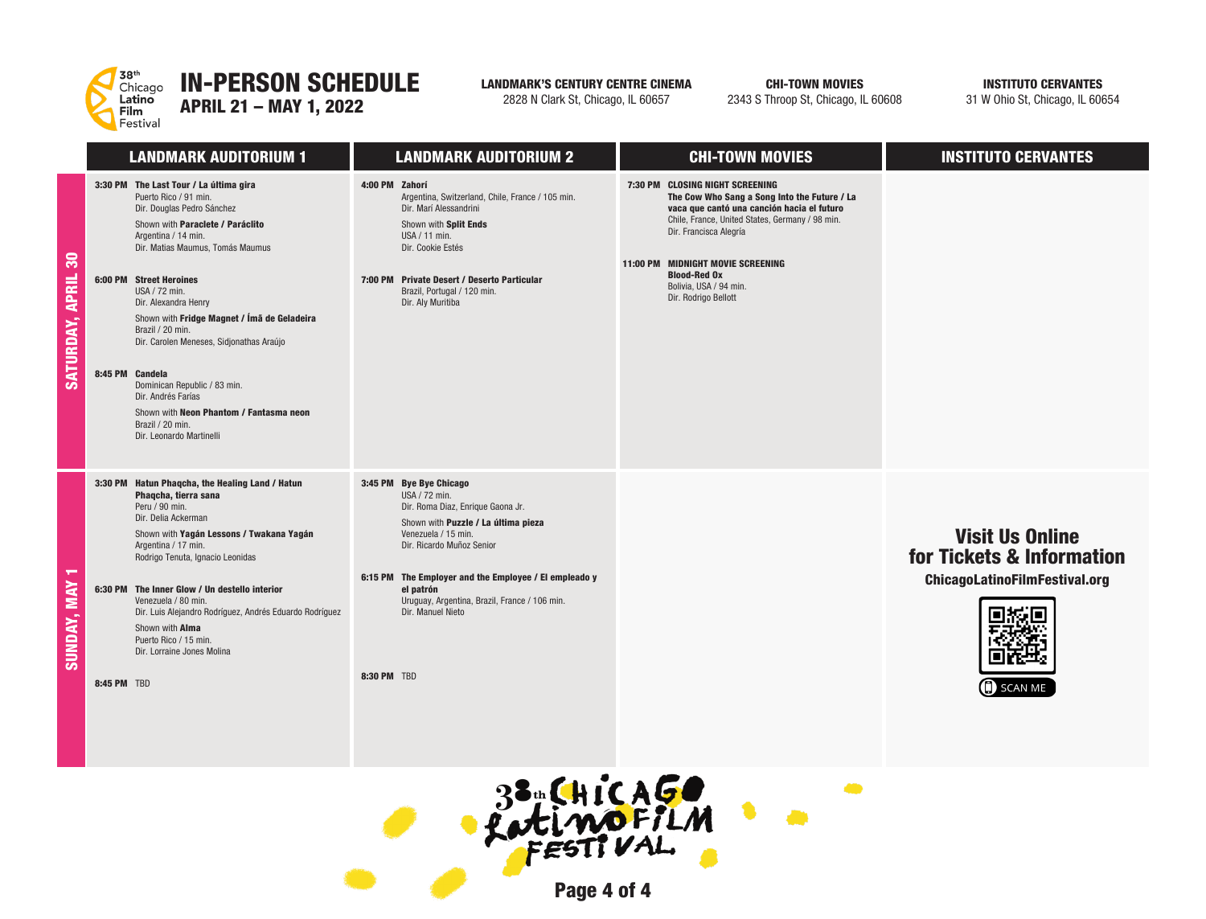# IN-PERSON SCHEDULE

## APRIL 21 – MAY 1, 2022

38th Chicago Latino Film Festival

**LANDMARK'S CENTURY CENTRE CINEMA**
2828 N Clark St, Chicago, IL 60657

**CHI-TOWN MOVIES**
2343 S Throop St, Chicago, IL 60608

**INSTITUTO CERVANTES**
31 W Ohio St, Chicago, IL 60654

| | LANDMARK AUDITORIUM 1 | LANDMARK AUDITORIUM 2 | CHI-TOWN MOVIES | INSTITUTO CERVANTES |
|---|---|---|---|---|
| **SATURDAY, APRIL 30** | **3:30 PM The Last Tour / La última gira**<br>Puerto Rico / 91 min.<br>Dir. Douglas Pedro Sánchez<br>Shown with **Paraclete / Paráclito**<br>Argentina / 14 min.<br>Dir. Matias Maumus, Tomás Maumus<br><br>**6:00 PM Street Heroines**<br>USA / 72 min.<br>Dir. Alexandra Henry<br>Shown with **Fridge Magnet / Ímã de Geladeira**<br>Brazil / 20 min.<br>Dir. Carolen Meneses, Sidjonathas Araújo<br><br>**8:45 PM Candela**<br>Dominican Republic / 83 min.<br>Dir. Andrés Farías<br>Shown with **Neon Phantom / Fantasma neon**<br>Brazil / 20 min.<br>Dir. Leonardo Martinelli | **4:00 PM Zahorí**<br>Argentina, Switzerland, Chile, France / 105 min.<br>Dir. Marí Alessandrini<br>Shown with **Split Ends**<br>USA / 11 min.<br>Dir. Cookie Estés<br><br>**7:00 PM Private Desert / Deserto Particular**<br>Brazil, Portugal / 120 min.<br>Dir. Aly Muritiba | **7:30 PM CLOSING NIGHT SCREENING**<br>**The Cow Who Sang a Song Into the Future / La vaca que cantó una canción hacia el futuro**<br>Chile, France, United States, Germany / 98 min.<br>Dir. Francisca Alegría<br><br>**11:00 PM MIDNIGHT MOVIE SCREENING**<br>**Blood-Red Ox**<br>Bolivia, USA / 94 min.<br>Dir. Rodrigo Bellott | |
| **SUNDAY, MAY 1** | **3:30 PM Hatun Phaqcha, the Healing Land / Hatun Phaqcha, tierra sana**<br>Peru / 90 min.<br>Dir. Delia Ackerman<br>Shown with **Yagán Lessons / Twakana Yagán**<br>Argentina / 17 min.<br>Rodrigo Tenuta, Ignacio Leonidas<br><br>**6:30 PM The Inner Glow / Un destello interior**<br>Venezuela / 80 min.<br>Dir. Luis Alejandro Rodríguez, Andrés Eduardo Rodríguez<br>Shown with **Alma**<br>Puerto Rico / 15 min.<br>Dir. Lorraine Jones Molina<br><br>**8:45 PM** TBD | **3:45 PM Bye Bye Chicago**<br>USA / 72 min.<br>Dir. Roma Diaz, Enrique Gaona Jr.<br>Shown with **Puzzle / La última pieza**<br>Venezuela / 15 min.<br>Dir. Ricardo Muñoz Senior<br><br>**6:15 PM The Employer and the Employee / El empleado y el patrón**<br>Uruguay, Argentina, Brazil, France / 106 min.<br>Dir. Manuel Nieto<br><br>**8:30 PM** TBD | | **Visit Us Online for Tickets & Information**<br>**ChicagoLatinoFilmFestival.org**<br>SCAN ME |

38th Chicago Latino Film Festival